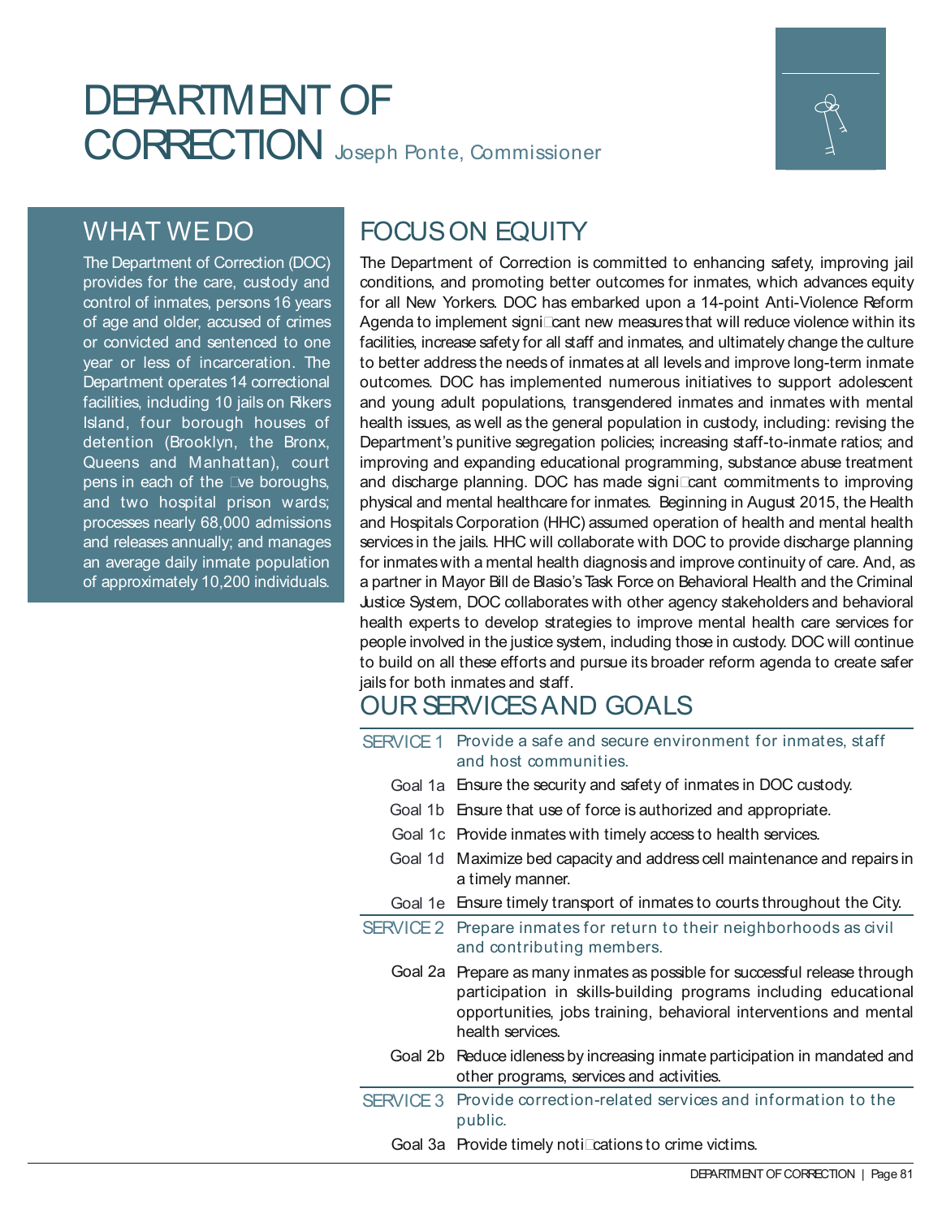# DEPARTMENT OF CORRECTION Joseph Ponte, Commissioner

## WHAT WE DO

The Department of Correction (DOC) provides for the care, custody and control of inmates, persons 16 years of age and older, accused of crimes or convicted and sentenced to one year or less of incarceration. The Department operates 14 correctional facilities, including 10 jails on Rikers Island, four borough houses of detention (Brooklyn, the Bronx, Queens and Manhattan), court pens in each of the five boroughs, and two hospital prison wards; processes nearly 68,000 admissions and releases annually; and manages an average daily inmate population of approximately 10,200 individuals.

## FOCUS ON EQUITY

The Department of Correction is committed to enhancing safety, improving jail conditions, and promoting better outcomes for inmates, which advances equity for all New Yorkers. DOC has embarked upon a 14-point Anti-Violence Reform Agenda to implement significant new measures that will reduce violence within its facilities, increase safety for all staff and inmates, and ultimately change the culture to better address the needs of inmates at all levels and improve long-term inmate outcomes. DOC has implemented numerous initiatives to support adolescent and young adult populations, transgendered inmates and inmates with mental health issues, as well as the general population in custody, including: revising the Department's punitive segregation policies; increasing staff-to-inmate ratios; and improving and expanding educational programming, substance abuse treatment and discharge planning. DOC has made significant commitments to improving physical and mental healthcare for inmates. Beginning in August 2015, the Health and Hospitals Corporation (HHC) assumed operation of health and mental health services in the jails. HHC will collaborate with DOC to provide discharge planning for inmates with a mental health diagnosis and improve continuity of care. And, as a partner in Mayor Bill de Blasio's Task Force on Behavioral Health and the Criminal Justice System, DOC collaborates with other agency stakeholders and behavioral health experts to develop strategies to improve mental health care services for people involved in the justice system, including those in custody. DOC will continue to build on all these efforts and pursue its broader reform agenda to create safer jails for both inmates and staff.

## OUR SERVICES AND GOALS

**SERVICE 1** Provide a safe and secure environment for inmates, staff and host communities.

- Goal 1a Ensure the security and safety of inmates in DOC custody.
- Goal 1b Ensure that use of force is authorized and appropriate.
- Goal 1c Provide inmates with timely access to health services.
- Goal 1d Maximize bed capacity and address cell maintenance and repairs in a timely manner.
- Goal 1e Ensure timely transport of inmates to courts throughout the City.

**SERVICE 2** Prepare inmates for return to their neighborhoods as civil and contributing members.

- Goal 2a Prepare as many inmates as possible for successful release through participation in skills-building programs including educational opportunities, jobs training, behavioral interventions and mental health services.
- Goal 2b Reduce idleness by increasing inmate participation in mandated and other programs, services and activities.

**SERVICE 3** Provide correction-related services and information to the public.

- Goal 3a Provide timely notifications to crime victims.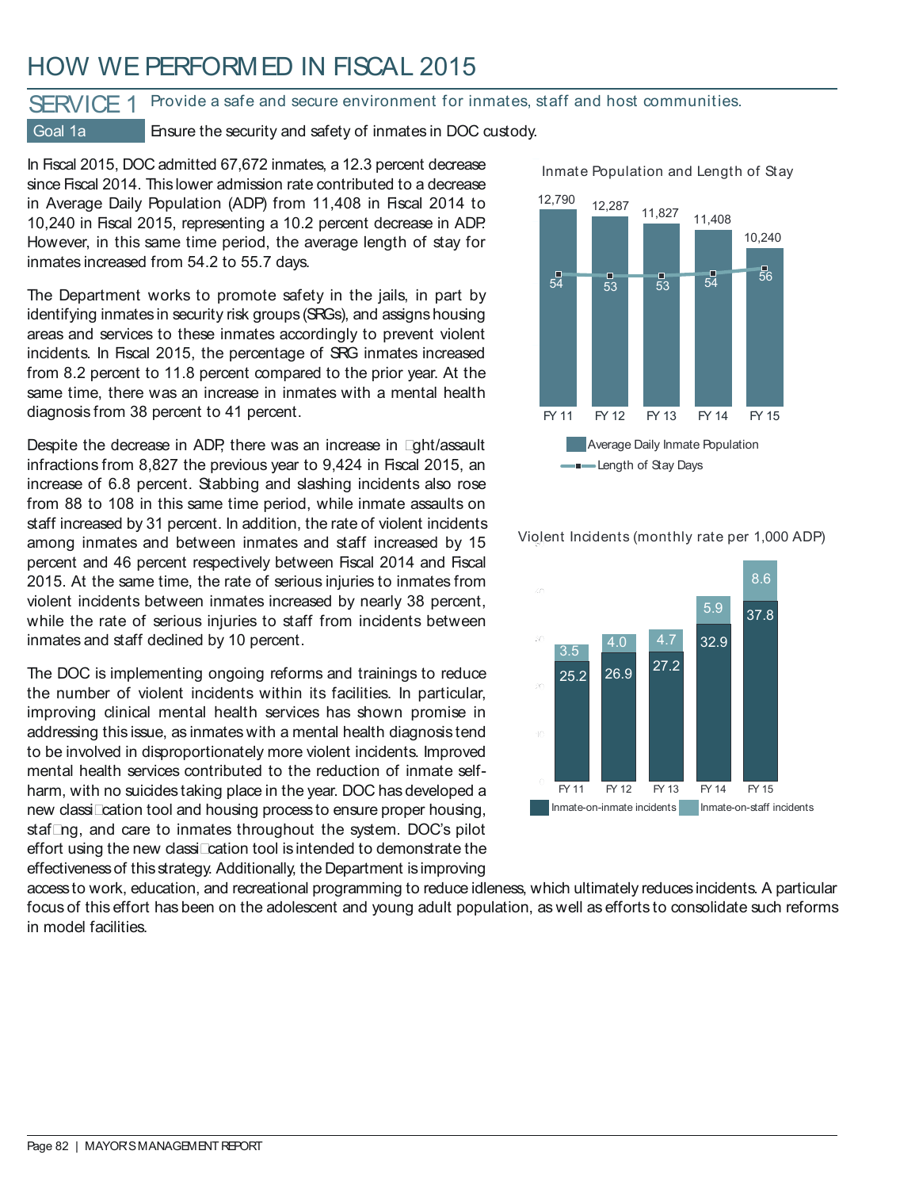# HOW WE PERFORMED IN FISCAL 2015

## SERVICE 1 Provide a safe and secure environment for inmates, staff and host communities.

### Goal 1a Ensure the security and safety of inmates in DOC custody.

In Fiscal 2015, DOC admitted 67,672 inmates, a 12.3 percent decrease since Fiscal 2014. This lower admission rate contributed to a decrease in Average Daily Population (ADP) from 11,408 in Fiscal 2014 to 10,240 in Fiscal 2015, representing a 10.2 percent decrease in ADP. However, in this same time period, the average length of stay for inmates increased from 54.2 to 55.7 days.

The Department works to promote safety in the jails, in part by identifying inmates in security risk groups (SRGs), and assigns housing areas and services to these inmates accordingly to prevent violent incidents. In Fiscal 2015, the percentage of SRG inmates increased from 8.2 percent to 11.8 percent compared to the prior year. At the same time, there was an increase in inmates with a mental health diagnosis from 38 percent to 41 percent.

Despite the decrease in ADP, there was an increase in fight/assault infractions from 8,827 the previous year to 9,424 in Fiscal 2015, an increase of 6.8 percent. Stabbing and slashing incidents also rose from 88 to 108 in this same time period, while inmate assaults on staff increased by 31 percent. In addition, the rate of violent incidents among inmates and between inmates and staff increased by 15 percent and 46 percent respectively between Fiscal 2014 and Fiscal 2015. At the same time, the rate of serious injuries to inmates from violent incidents between inmates increased by nearly 38 percent, while the rate of serious injuries to staff from incidents between inmates and staff declined by 10 percent.

The DOC is implementing ongoing reforms and trainings to reduce the number of violent incidents within its facilities. In particular, improving clinical mental health services has shown promise in addressing this issue, as inmates with a mental health diagnosis tend to be involved in disproportionately more violent incidents. Improved mental health services contributed to the reduction of inmate self-harm, with no suicides taking place in the year. DOC has developed a new classification tool and housing process to ensure proper housing, staffing, and care to inmates throughout the system. DOC's pilot effort using the new classification tool is intended to demonstrate the effectiveness of this strategy. Additionally, the Department is improving access to work, education, and recreational programming to reduce idleness, which ultimately reduces incidents. A particular focus of this effort has been on the adolescent and young adult population, as well as efforts to consolidate such reforms in model facilities.

**Inmate Population and Length of Stay**

| | FY 11 | FY 12 | FY 13 | FY 14 | FY 15 |
|---|---|---|---|---|---|
| Average Daily Inmate Population | 12,790 | 12,287 | 11,827 | 11,408 | 10,240 |
| Length of Stay Days | 54 | 53 | 53 | 54 | 56 |

**Violent Incidents (monthly rate per 1,000 ADP)**

| | FY 11 | FY 12 | FY 13 | FY 14 | FY 15 |
|---|---|---|---|---|---|
| Inmate-on-inmate incidents | 25.2 | 26.9 | 27.2 | 32.9 | 37.8 |
| Inmate-on-staff incidents | 3.5 | 4.0 | 4.7 | 5.9 | 8.6 |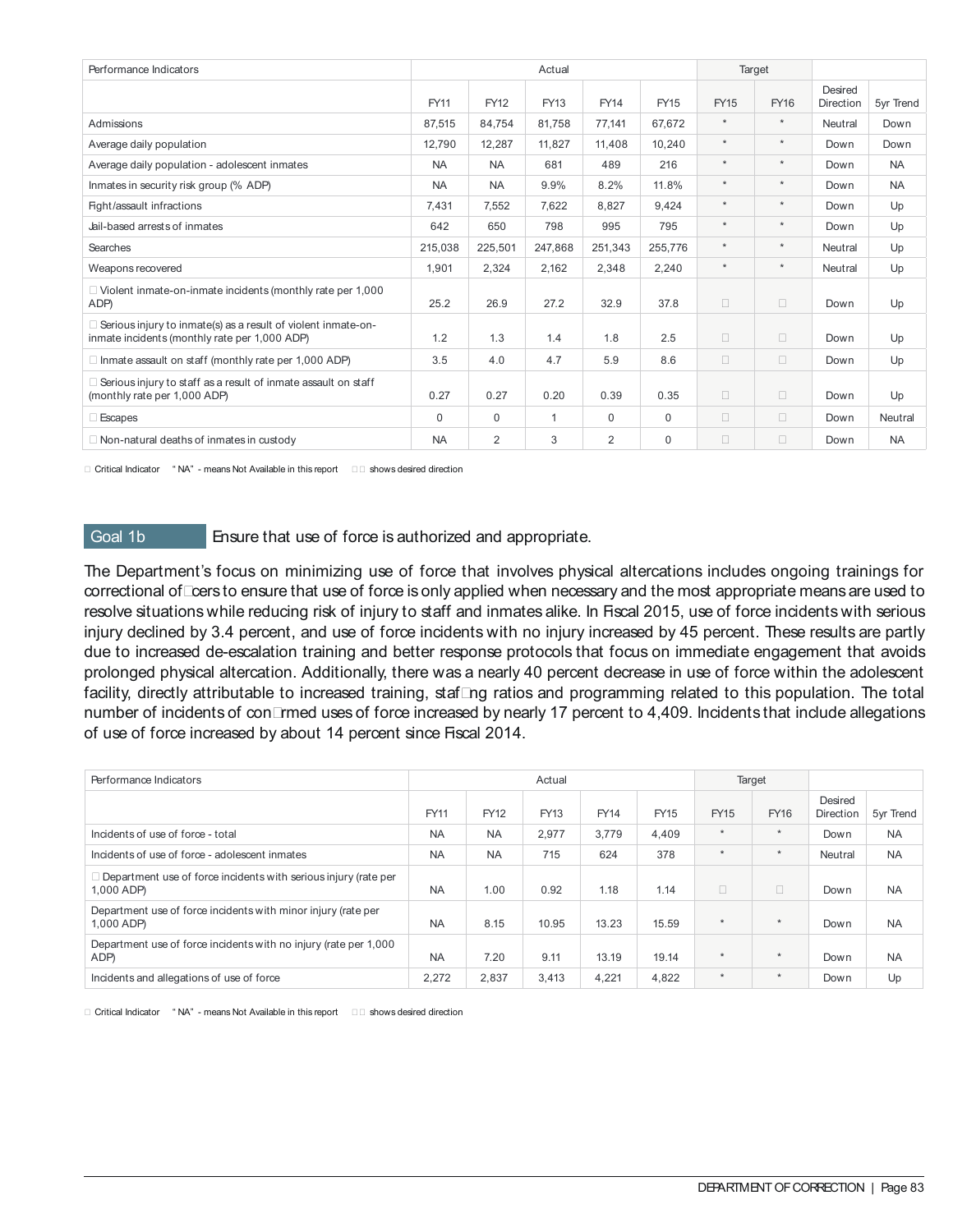| Performance Indicators | Actual | | | | | Target | | | |
|---|---|---|---|---|---|---|---|---|---|
| | FY11 | FY12 | FY13 | FY14 | FY15 | FY15 | FY16 | Desired Direction | 5yr Trend |
| Admissions | 87,515 | 84,754 | 81,758 | 77,141 | 67,672 | * | * | Neutral | Down |
| Average daily population | 12,790 | 12,287 | 11,827 | 11,408 | 10,240 | * | * | Down | Down |
| Average daily population - adolescent inmates | NA | NA | 681 | 489 | 216 | * | * | Down | NA |
| Inmates in security risk group (% ADP) | NA | NA | 9.9% | 8.2% | 11.8% | * | * | Down | NA |
| Fight/assault infractions | 7,431 | 7,552 | 7,622 | 8,827 | 9,424 | * | * | Down | Up |
| Jail-based arrests of inmates | 642 | 650 | 798 | 995 | 795 | * | * | Down | Up |
| Searches | 215,038 | 225,501 | 247,868 | 251,343 | 255,776 | * | * | Neutral | Up |
| Weapons recovered | 1,901 | 2,324 | 2,162 | 2,348 | 2,240 | * | * | Neutral | Up |
| Violent inmate-on-inmate incidents (monthly rate per 1,000 ADP) | 25.2 | 26.9 | 27.2 | 32.9 | 37.8 | | | Down | Up |
| Serious injury to inmate(s) as a result of violent inmate-on-inmate incidents (monthly rate per 1,000 ADP) | 1.2 | 1.3 | 1.4 | 1.8 | 2.5 | | | Down | Up |
| Inmate assault on staff (monthly rate per 1,000 ADP) | 3.5 | 4.0 | 4.7 | 5.9 | 8.6 | | | Down | Up |
| Serious injury to staff as a result of inmate assault on staff (monthly rate per 1,000 ADP) | 0.27 | 0.27 | 0.20 | 0.39 | 0.35 | | | Down | Up |
| Escapes | 0 | 0 | 1 | 0 | 0 | | | Down | Neutral |
| Non-natural deaths of inmates in custody | NA | 2 | 3 | 2 | 0 | | | Down | NA |

Critical Indicator "NA" - means Not Available in this report shows desired direction

## Goal 1b Ensure that use of force is authorized and appropriate.

The Department's focus on minimizing use of force that involves physical altercations includes ongoing trainings for correctional officers to ensure that use of force is only applied when necessary and the most appropriate means are used to resolve situations while reducing risk of injury to staff and inmates alike. In Fiscal 2015, use of force incidents with serious injury declined by 3.4 percent, and use of force incidents with no injury increased by 45 percent. These results are partly due to increased de-escalation training and better response protocols that focus on immediate engagement that avoids prolonged physical altercation. Additionally, there was a nearly 40 percent decrease in use of force within the adolescent facility, directly attributable to increased training, staffing ratios and programming related to this population. The total number of incidents of confirmed uses of force increased by nearly 17 percent to 4,409. Incidents that include allegations of use of force increased by about 14 percent since Fiscal 2014.

| Performance Indicators | Actual | | | | | Target | | | |
|---|---|---|---|---|---|---|---|---|---|
| | FY11 | FY12 | FY13 | FY14 | FY15 | FY15 | FY16 | Desired Direction | 5yr Trend |
| Incidents of use of force - total | NA | NA | 2,977 | 3,779 | 4,409 | * | * | Down | NA |
| Incidents of use of force - adolescent inmates | NA | NA | 715 | 624 | 378 | * | * | Neutral | NA |
| Department use of force incidents with serious injury (rate per 1,000 ADP) | NA | 1.00 | 0.92 | 1.18 | 1.14 | | | Down | NA |
| Department use of force incidents with minor injury (rate per 1,000 ADP) | NA | 8.15 | 10.95 | 13.23 | 15.59 | * | * | Down | NA |
| Department use of force incidents with no injury (rate per 1,000 ADP) | NA | 7.20 | 9.11 | 13.19 | 19.14 | * | * | Down | NA |
| Incidents and allegations of use of force | 2,272 | 2,837 | 3,413 | 4,221 | 4,822 | * | * | Down | Up |

Critical Indicator "NA" - means Not Available in this report shows desired direction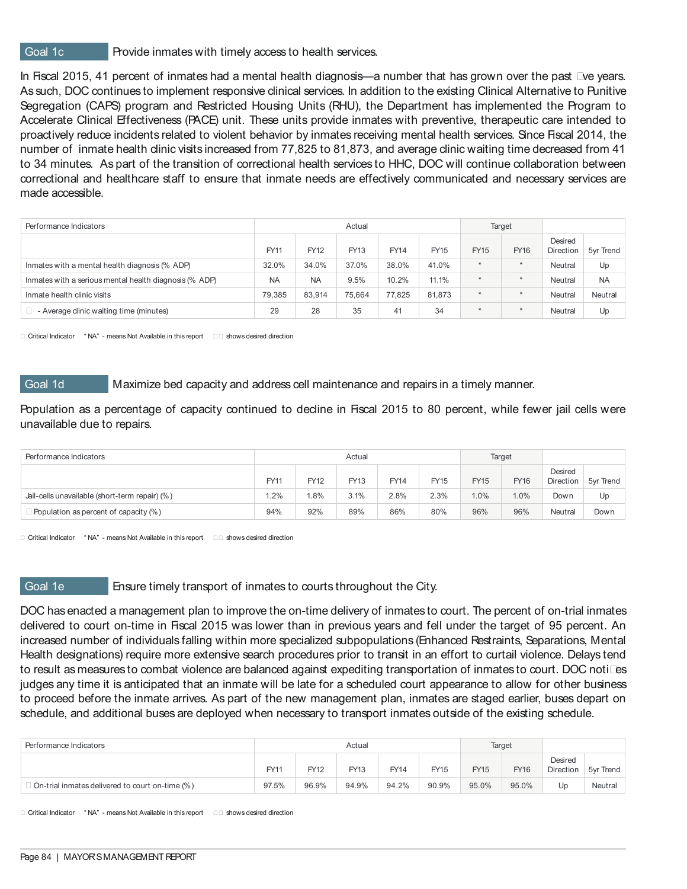## Goal 1c — Provide inmates with timely access to health services.

In Fiscal 2015, 41 percent of inmates had a mental health diagnosis—a number that has grown over the past five years. As such, DOC continues to implement responsive clinical services. In addition to the existing Clinical Alternative to Punitive Segregation (CAPS) program and Restricted Housing Units (RHU), the Department has implemented the Program to Accelerate Clinical Effectiveness (PACE) unit. These units provide inmates with preventive, therapeutic care intended to proactively reduce incidents related to violent behavior by inmates receiving mental health services. Since Fiscal 2014, the number of inmate health clinic visits increased from 77,825 to 81,873, and average clinic waiting time decreased from 41 to 34 minutes. As part of the transition of correctional health services to HHC, DOC will continue collaboration between correctional and healthcare staff to ensure that inmate needs are effectively communicated and necessary services are made accessible.

| Performance Indicators | Actual | | | | | Target | | | |
|---|---|---|---|---|---|---|---|---|---|
| | FY11 | FY12 | FY13 | FY14 | FY15 | FY15 | FY16 | Desired Direction | 5yr Trend |
| Inmates with a mental health diagnosis (% ADP) | 32.0% | 34.0% | 37.0% | 38.0% | 41.0% | * | * | Neutral | Up |
| Inmates with a serious mental health diagnosis (% ADP) | NA | NA | 9.5% | 10.2% | 11.1% | * | * | Neutral | NA |
| Inmate health clinic visits | 79,385 | 83,914 | 75,664 | 77,825 | 81,873 | * | * | Neutral | Neutral |
| - Average clinic waiting time (minutes) | 29 | 28 | 35 | 41 | 34 | * | * | Neutral | Up |

Critical Indicator "NA" - means Not Available in this report shows desired direction

## Goal 1d — Maximize bed capacity and address cell maintenance and repairs in a timely manner.

Population as a percentage of capacity continued to decline in Fiscal 2015 to 80 percent, while fewer jail cells were unavailable due to repairs.

| Performance Indicators | Actual | | | | | Target | | | |
|---|---|---|---|---|---|---|---|---|---|
| | FY11 | FY12 | FY13 | FY14 | FY15 | FY15 | FY16 | Desired Direction | 5yr Trend |
| Jail-cells unavailable (short-term repair) (%) | 1.2% | 1.8% | 3.1% | 2.8% | 2.3% | 1.0% | 1.0% | Down | Up |
| Population as percent of capacity (%) | 94% | 92% | 89% | 86% | 80% | 96% | 96% | Neutral | Down |

Critical Indicator "NA" - means Not Available in this report shows desired direction

## Goal 1e — Ensure timely transport of inmates to courts throughout the City.

DOC has enacted a management plan to improve the on-time delivery of inmates to court. The percent of on-trial inmates delivered to court on-time in Fiscal 2015 was lower than in previous years and fell under the target of 95 percent. An increased number of individuals falling within more specialized subpopulations (Enhanced Restraints, Separations, Mental Health designations) require more extensive search procedures prior to transit in an effort to curtail violence. Delays tend to result as measures to combat violence are balanced against expediting transportation of inmates to court. DOC notifies judges any time it is anticipated that an inmate will be late for a scheduled court appearance to allow for other business to proceed before the inmate arrives. As part of the new management plan, inmates are staged earlier, buses depart on schedule, and additional buses are deployed when necessary to transport inmates outside of the existing schedule.

| Performance Indicators | Actual | | | | | Target | | | |
|---|---|---|---|---|---|---|---|---|---|
| | FY11 | FY12 | FY13 | FY14 | FY15 | FY15 | FY16 | Desired Direction | 5yr Trend |
| On-trial inmates delivered to court on-time (%) | 97.5% | 96.9% | 94.9% | 94.2% | 90.9% | 95.0% | 95.0% | Up | Neutral |

Critical Indicator "NA" - means Not Available in this report shows desired direction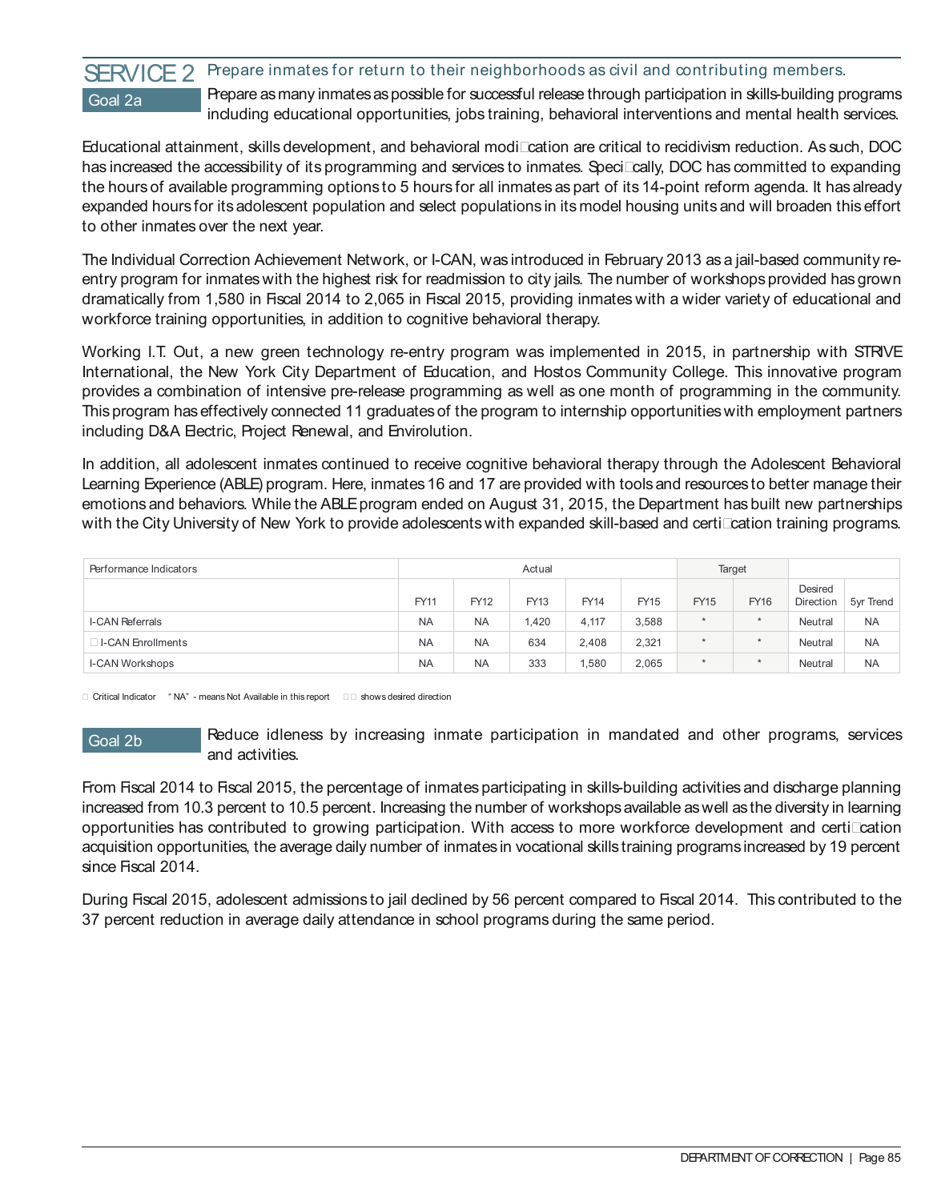## SERVICE 2 Prepare inmates for return to their neighborhoods as civil and contributing members.

### Goal 2a

Prepare as many inmates as possible for successful release through participation in skills-building programs including educational opportunities, jobs training, behavioral interventions and mental health services.

Educational attainment, skills development, and behavioral modification are critical to recidivism reduction. As such, DOC has increased the accessibility of its programming and services to inmates. Specifically, DOC has committed to expanding the hours of available programming options to 5 hours for all inmates as part of its 14-point reform agenda. It has already expanded hours for its adolescent population and select populations in its model housing units and will broaden this effort to other inmates over the next year.

The Individual Correction Achievement Network, or I-CAN, was introduced in February 2013 as a jail-based community re-entry program for inmates with the highest risk for readmission to city jails. The number of workshops provided has grown dramatically from 1,580 in Fiscal 2014 to 2,065 in Fiscal 2015, providing inmates with a wider variety of educational and workforce training opportunities, in addition to cognitive behavioral therapy.

Working I.T. Out, a new green technology re-entry program was implemented in 2015, in partnership with STRIVE International, the New York City Department of Education, and Hostos Community College. This innovative program provides a combination of intensive pre-release programming as well as one month of programming in the community. This program has effectively connected 11 graduates of the program to internship opportunities with employment partners including D&A Electric, Project Renewal, and Envirolution.

In addition, all adolescent inmates continued to receive cognitive behavioral therapy through the Adolescent Behavioral Learning Experience (ABLE) program. Here, inmates 16 and 17 are provided with tools and resources to better manage their emotions and behaviors. While the ABLE program ended on August 31, 2015, the Department has built new partnerships with the City University of New York to provide adolescents with expanded skill-based and certification training programs.

| Performance Indicators | Actual | | | | | Target | | | |
|---|---|---|---|---|---|---|---|---|---|
| | FY11 | FY12 | FY13 | FY14 | FY15 | FY15 | FY16 | Desired Direction | 5yr Trend |
| I-CAN Referrals | NA | NA | 1,420 | 4,117 | 3,588 | * | * | Neutral | NA |
| I-CAN Enrollments | NA | NA | 634 | 2,408 | 2,321 | * | * | Neutral | NA |
| I-CAN Workshops | NA | NA | 333 | 1,580 | 2,065 | * | * | Neutral | NA |

Critical Indicator "NA" - means Not Available in this report shows desired direction

### Goal 2b

Reduce idleness by increasing inmate participation in mandated and other programs, services and activities.

From Fiscal 2014 to Fiscal 2015, the percentage of inmates participating in skills-building activities and discharge planning increased from 10.3 percent to 10.5 percent. Increasing the number of workshops available as well as the diversity in learning opportunities has contributed to growing participation. With access to more workforce development and certification acquisition opportunities, the average daily number of inmates in vocational skills training programs increased by 19 percent since Fiscal 2014.

During Fiscal 2015, adolescent admissions to jail declined by 56 percent compared to Fiscal 2014. This contributed to the 37 percent reduction in average daily attendance in school programs during the same period.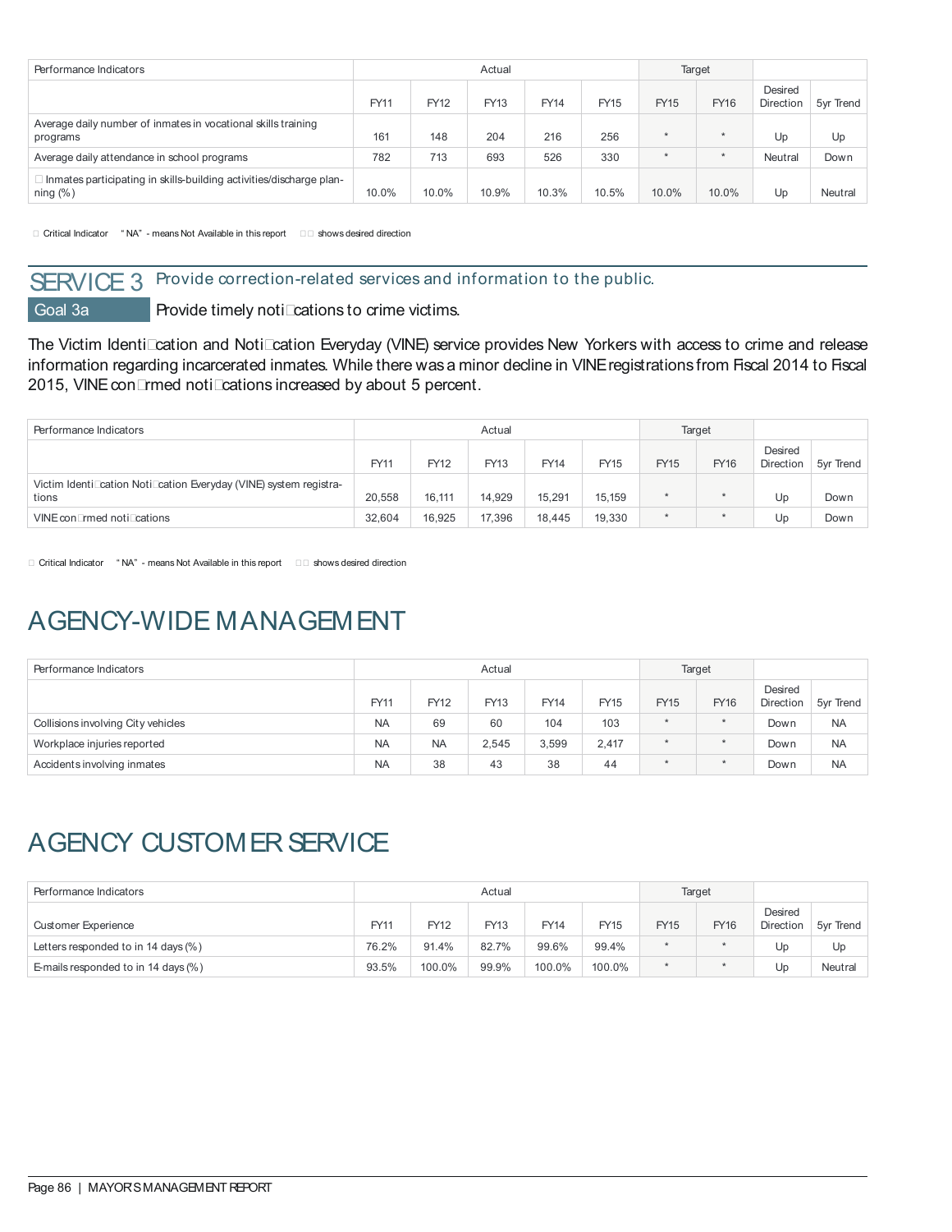| Performance Indicators | Actual | | | | | Target | | | |
|---|---|---|---|---|---|---|---|---|---|
| | FY11 | FY12 | FY13 | FY14 | FY15 | FY15 | FY16 | Desired Direction | 5yr Trend |
| Average daily number of inmates in vocational skills training programs | 161 | 148 | 204 | 216 | 256 | * | * | Up | Up |
| Average daily attendance in school programs | 782 | 713 | 693 | 526 | 330 | * | * | Neutral | Down |
| Inmates participating in skills-building activities/discharge planning (%) | 10.0% | 10.0% | 10.9% | 10.3% | 10.5% | 10.0% | 10.0% | Up | Neutral |

Critical Indicator "NA" - means Not Available in this report shows desired direction

## SERVICE 3 Provide correction-related services and information to the public.

### Goal 3a Provide timely notifications to crime victims.

The Victim Identification and Notification Everyday (VINE) service provides New Yorkers with access to crime and release information regarding incarcerated inmates. While there was a minor decline in VINE registrations from Fiscal 2014 to Fiscal 2015, VINE confirmed notifications increased by about 5 percent.

| Performance Indicators | Actual | | | | | Target | | | |
|---|---|---|---|---|---|---|---|---|---|
| | FY11 | FY12 | FY13 | FY14 | FY15 | FY15 | FY16 | Desired Direction | 5yr Trend |
| Victim Identification Notification Everyday (VINE) system registrations | 20,558 | 16,111 | 14,929 | 15,291 | 15,159 | * | * | Up | Down |
| VINE confirmed notifications | 32,604 | 16,925 | 17,396 | 18,445 | 19,330 | * | * | Up | Down |

Critical Indicator "NA" - means Not Available in this report shows desired direction

# AGENCY-WIDE MANAGEMENT

| Performance Indicators | Actual | | | | | Target | | | |
|---|---|---|---|---|---|---|---|---|---|
| | FY11 | FY12 | FY13 | FY14 | FY15 | FY15 | FY16 | Desired Direction | 5yr Trend |
| Collisions involving City vehicles | NA | 69 | 60 | 104 | 103 | * | * | Down | NA |
| Workplace injuries reported | NA | NA | 2,545 | 3,599 | 2,417 | * | * | Down | NA |
| Accidents involving inmates | NA | 38 | 43 | 38 | 44 | * | * | Down | NA |

# AGENCY CUSTOMER SERVICE

| Performance Indicators | Actual | | | | | Target | | | |
|---|---|---|---|---|---|---|---|---|---|
| Customer Experience | FY11 | FY12 | FY13 | FY14 | FY15 | FY15 | FY16 | Desired Direction | 5yr Trend |
| Letters responded to in 14 days (%) | 76.2% | 91.4% | 82.7% | 99.6% | 99.4% | * | * | Up | Up |
| E-mails responded to in 14 days (%) | 93.5% | 100.0% | 99.9% | 100.0% | 100.0% | * | * | Up | Neutral |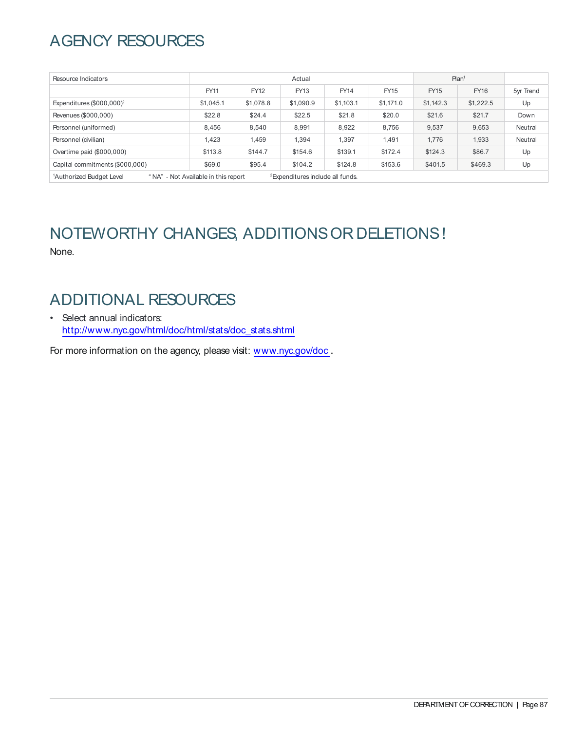# AGENCY RESOURCES

| Resource Indicators | Actual | | | | | Plan[1] | | |
|---|---|---|---|---|---|---|---|---|
| | FY11 | FY12 | FY13 | FY14 | FY15 | FY15 | FY16 | 5yr Trend |
| Expenditures ($000,000)[2] | $1,045.1 | $1,078.8 | $1,090.9 | $1,103.1 | $1,171.0 | $1,142.3 | $1,222.5 | Up |
| Revenues ($000,000) | $22.8 | $24.4 | $22.5 | $21.8 | $20.0 | $21.6 | $21.7 | Down |
| Personnel (uniformed) | 8,456 | 8,540 | 8,991 | 8,922 | 8,756 | 9,537 | 9,653 | Neutral |
| Personnel (civilian) | 1,423 | 1,459 | 1,394 | 1,397 | 1,491 | 1,776 | 1,933 | Neutral |
| Overtime paid ($000,000) | $113.8 | $144.7 | $154.6 | $139.1 | $172.4 | $124.3 | $86.7 | Up |
| Capital commitments ($000,000) | $69.0 | $95.4 | $104.2 | $124.8 | $153.6 | $401.5 | $469.3 | Up |

[1]Authorized Budget Level " NA" - Not Available in this report [2]Expenditures include all funds.

# NOTEWORTHY CHANGES, ADDITIONS OR DELETIONS !

None.

# ADDITIONAL RESOURCES

- Select annual indicators:
  http://www.nyc.gov/html/doc/html/stats/doc_stats.shtml

For more information on the agency, please visit: www.nyc.gov/doc .